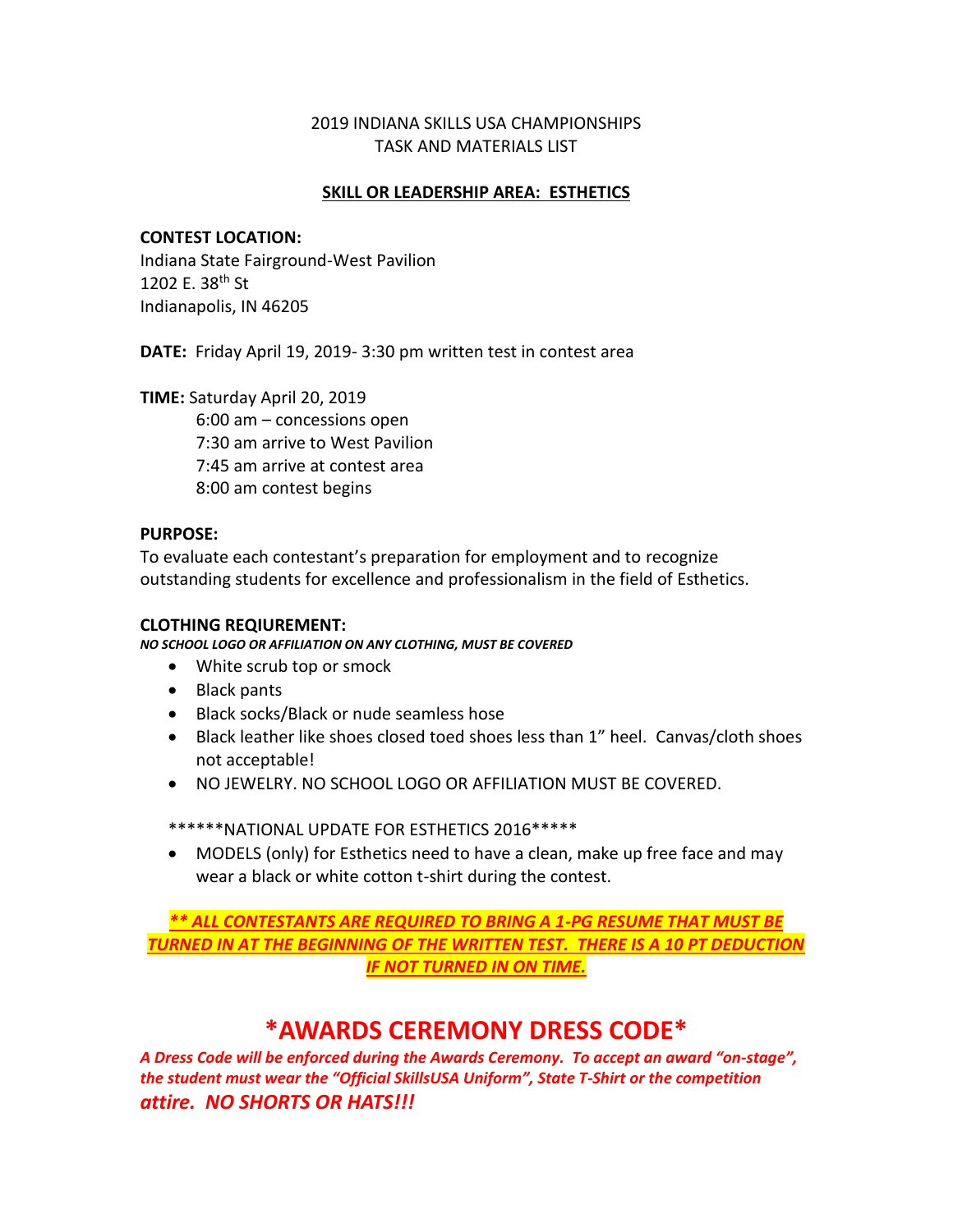2019 INDIANA SKILLS USA CHAMPIONSHIPS
TASK AND MATERIALS LIST

## SKILL OR LEADERSHIP AREA: ESTHETICS

**CONTEST LOCATION:**
Indiana State Fairground-West Pavilion
1202 E. 38th St
Indianapolis, IN 46205

**DATE:** Friday April 19, 2019- 3:30 pm written test in contest area

**TIME:** Saturday April 20, 2019
6:00 am – concessions open
7:30 am arrive to West Pavilion
7:45 am arrive at contest area
8:00 am contest begins

**PURPOSE:**
To evaluate each contestant's preparation for employment and to recognize outstanding students for excellence and professionalism in the field of Esthetics.

**CLOTHING REQUIREMENT:**
***NO SCHOOL LOGO OR AFFILIATION ON ANY CLOTHING, MUST BE COVERED***

- White scrub top or smock
- Black pants
- Black socks/Black or nude seamless hose
- Black leather like shoes closed toed shoes less than 1" heel. Canvas/cloth shoes not acceptable!
- NO JEWELRY. NO SCHOOL LOGO OR AFFILIATION MUST BE COVERED.

******NATIONAL UPDATE FOR ESTHETICS 2016*****

- MODELS (only) for Esthetics need to have a clean, make up free face and may wear a black or white cotton t-shirt during the contest.

***** ALL CONTESTANTS ARE REQUIRED TO BRING A 1-PG RESUME THAT MUST BE TURNED IN AT THE BEGINNING OF THE WRITTEN TEST. THERE IS A 10 PT DEDUCTION IF NOT TURNED IN ON TIME.***

# *AWARDS CEREMONY DRESS CODE*

***A Dress Code will be enforced during the Awards Ceremony. To accept an award "on-stage", the student must wear the "Official SkillsUSA Uniform", State T-Shirt or the competition attire. NO SHORTS OR HATS!!!***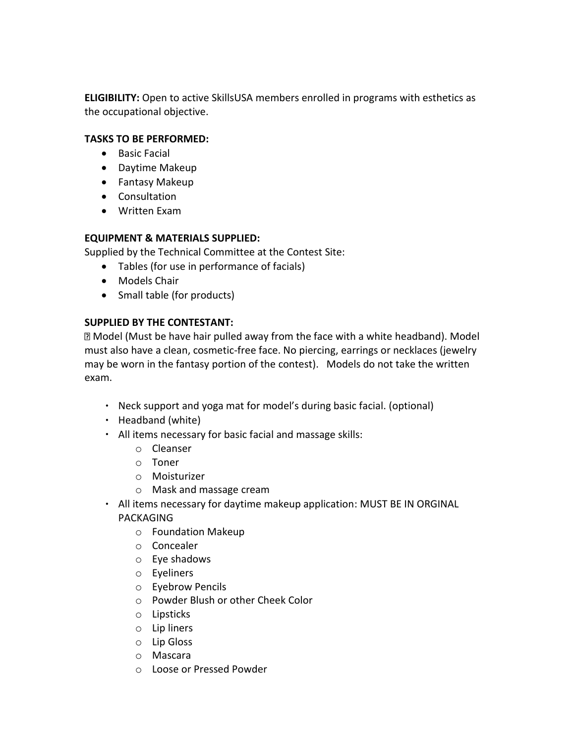**ELIGIBILITY:** Open to active SkillsUSA members enrolled in programs with esthetics as the occupational objective.

**TASKS TO BE PERFORMED:**

- Basic Facial
- Daytime Makeup
- Fantasy Makeup
- Consultation
- Written Exam

**EQUIPMENT & MATERIALS SUPPLIED:**

Supplied by the Technical Committee at the Contest Site:

- Tables (for use in performance of facials)
- Models Chair
- Small table (for products)

**SUPPLIED BY THE CONTESTANT:**

 Model (Must be have hair pulled away from the face with a white headband). Model must also have a clean, cosmetic-free face. No piercing, earrings or necklaces (jewelry may be worn in the fantasy portion of the contest). Models do not take the written exam.

- Neck support and yoga mat for model's during basic facial. (optional)
- Headband (white)
- All items necessary for basic facial and massage skills:
  - Cleanser
  - Toner
  - Moisturizer
  - Mask and massage cream
- All items necessary for daytime makeup application: MUST BE IN ORGINAL PACKAGING
  - Foundation Makeup
  - Concealer
  - Eye shadows
  - Eyeliners
  - Eyebrow Pencils
  - Powder Blush or other Cheek Color
  - Lipsticks
  - Lip liners
  - Lip Gloss
  - Mascara
  - Loose or Pressed Powder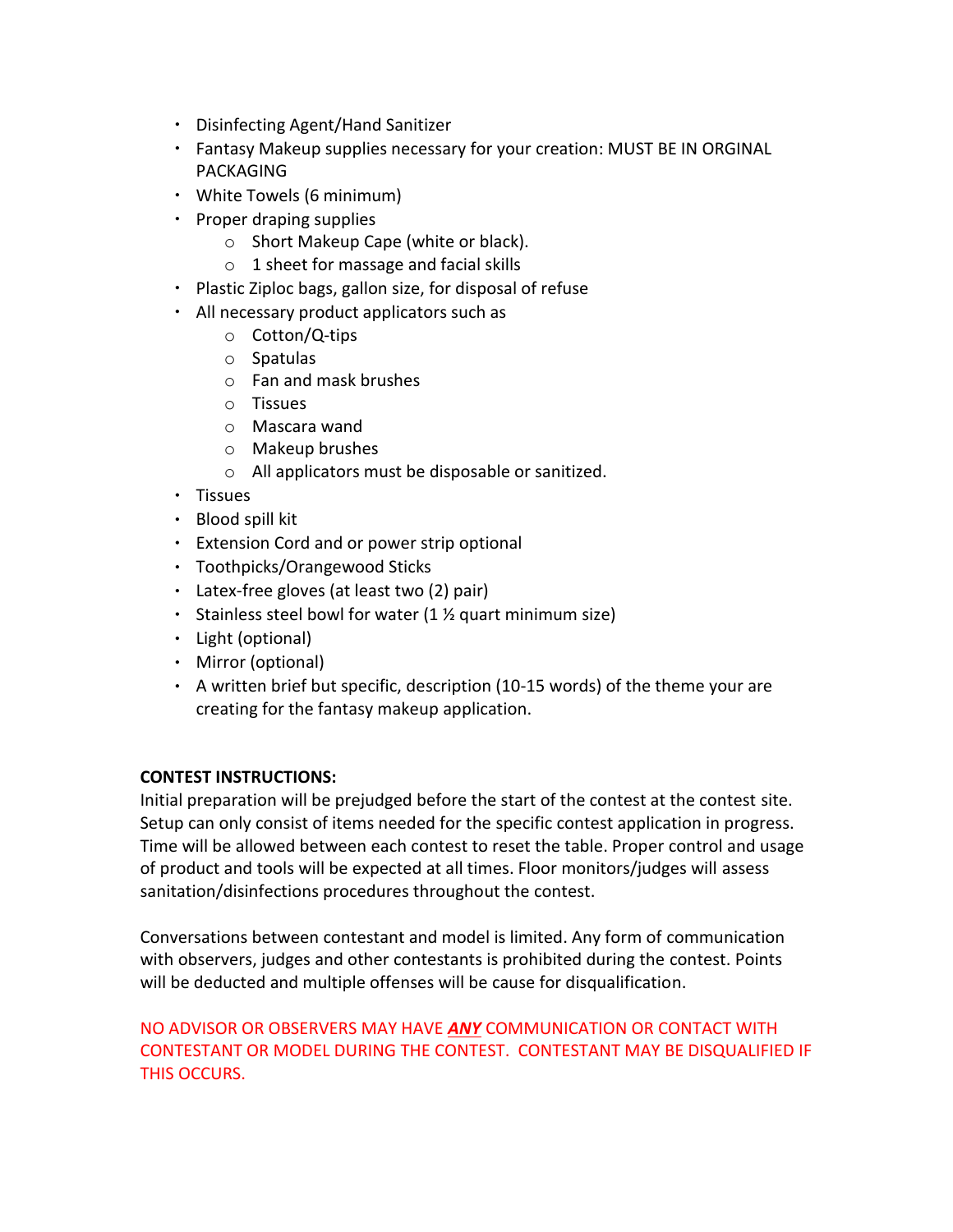- Disinfecting Agent/Hand Sanitizer
- Fantasy Makeup supplies necessary for your creation: MUST BE IN ORGINAL PACKAGING
- White Towels (6 minimum)
- Proper draping supplies
  - Short Makeup Cape (white or black).
  - 1 sheet for massage and facial skills
- Plastic Ziploc bags, gallon size, for disposal of refuse
- All necessary product applicators such as
  - Cotton/Q-tips
  - Spatulas
  - Fan and mask brushes
  - Tissues
  - Mascara wand
  - Makeup brushes
  - All applicators must be disposable or sanitized.
- Tissues
- Blood spill kit
- Extension Cord and or power strip optional
- Toothpicks/Orangewood Sticks
- Latex-free gloves (at least two (2) pair)
- Stainless steel bowl for water (1 ½ quart minimum size)
- Light (optional)
- Mirror (optional)
- A written brief but specific, description (10-15 words) of the theme your are creating for the fantasy makeup application.

**CONTEST INSTRUCTIONS:**
Initial preparation will be prejudged before the start of the contest at the contest site. Setup can only consist of items needed for the specific contest application in progress. Time will be allowed between each contest to reset the table. Proper control and usage of product and tools will be expected at all times. Floor monitors/judges will assess sanitation/disinfections procedures throughout the contest.

Conversations between contestant and model is limited. Any form of communication with observers, judges and other contestants is prohibited during the contest. Points will be deducted and multiple offenses will be cause for disqualification.

NO ADVISOR OR OBSERVERS MAY HAVE ***ANY*** COMMUNICATION OR CONTACT WITH CONTESTANT OR MODEL DURING THE CONTEST. CONTESTANT MAY BE DISQUALIFIED IF THIS OCCURS.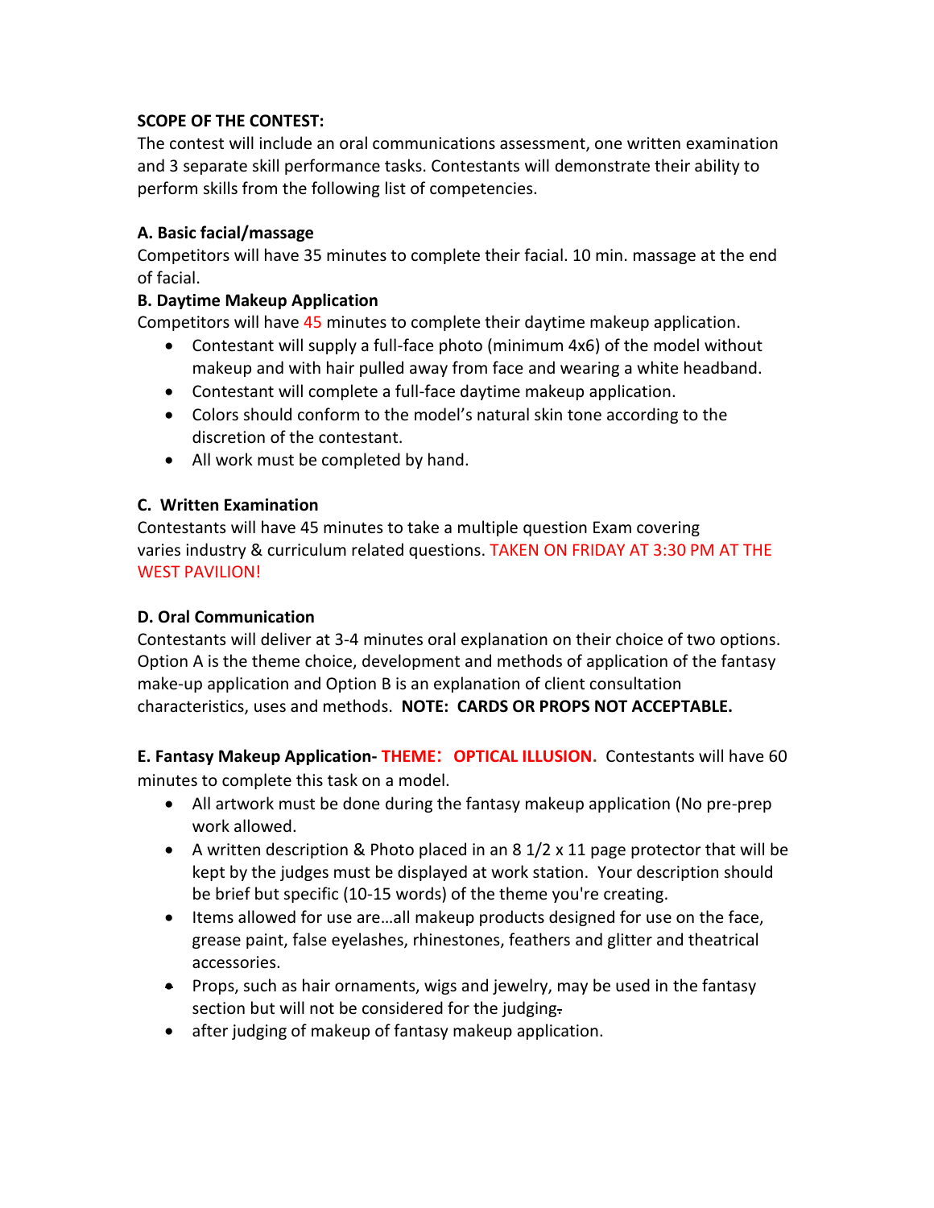**SCOPE OF THE CONTEST:**
The contest will include an oral communications assessment, one written examination and 3 separate skill performance tasks. Contestants will demonstrate their ability to perform skills from the following list of competencies.

**A. Basic facial/massage**
Competitors will have 35 minutes to complete their facial. 10 min. massage at the end of facial.

**B. Daytime Makeup Application**
Competitors will have 45 minutes to complete their daytime makeup application.

- Contestant will supply a full-face photo (minimum 4x6) of the model without makeup and with hair pulled away from face and wearing a white headband.
- Contestant will complete a full-face daytime makeup application.
- Colors should conform to the model's natural skin tone according to the discretion of the contestant.
- All work must be completed by hand.

**C. Written Examination**
Contestants will have 45 minutes to take a multiple question Exam covering varies industry & curriculum related questions. TAKEN ON FRIDAY AT 3:30 PM AT THE WEST PAVILION!

**D. Oral Communication**
Contestants will deliver at 3-4 minutes oral explanation on their choice of two options. Option A is the theme choice, development and methods of application of the fantasy make-up application and Option B is an explanation of client consultation characteristics, uses and methods. **NOTE: CARDS OR PROPS NOT ACCEPTABLE.**

**E. Fantasy Makeup Application- THEME：OPTICAL ILLUSION.** Contestants will have 60 minutes to complete this task on a model.

- All artwork must be done during the fantasy makeup application (No pre-prep work allowed.
- A written description & Photo placed in an 8 1/2 x 11 page protector that will be kept by the judges must be displayed at work station. Your description should be brief but specific (10-15 words) of the theme you're creating.
- Items allowed for use are…all makeup products designed for use on the face, grease paint, false eyelashes, rhinestones, feathers and glitter and theatrical accessories.
- Props, such as hair ornaments, wigs and jewelry, may be used in the fantasy section but will not be considered for the judging.
- after judging of makeup of fantasy makeup application.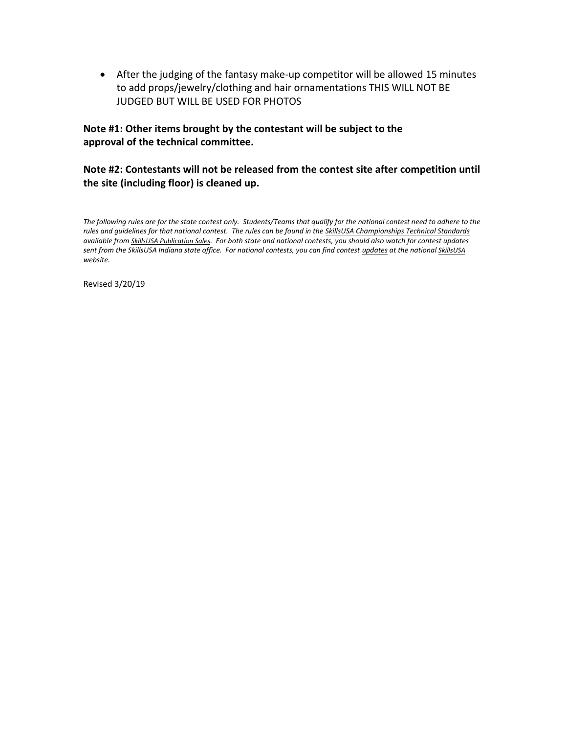- After the judging of the fantasy make-up competitor will be allowed 15 minutes to add props/jewelry/clothing and hair ornamentations THIS WILL NOT BE JUDGED BUT WILL BE USED FOR PHOTOS

**Note #1: Other items brought by the contestant will be subject to the approval of the technical committee.**

**Note #2: Contestants will not be released from the contest site after competition until the site (including floor) is cleaned up.**

*The following rules are for the state contest only. Students/Teams that qualify for the national contest need to adhere to the rules and guidelines for that national contest. The rules can be found in the SkillsUSA Championships Technical Standards available from SkillsUSA Publication Sales. For both state and national contests, you should also watch for contest updates sent from the SkillsUSA Indiana state office. For national contests, you can find contest updates at the national SkillsUSA website.*

Revised 3/20/19